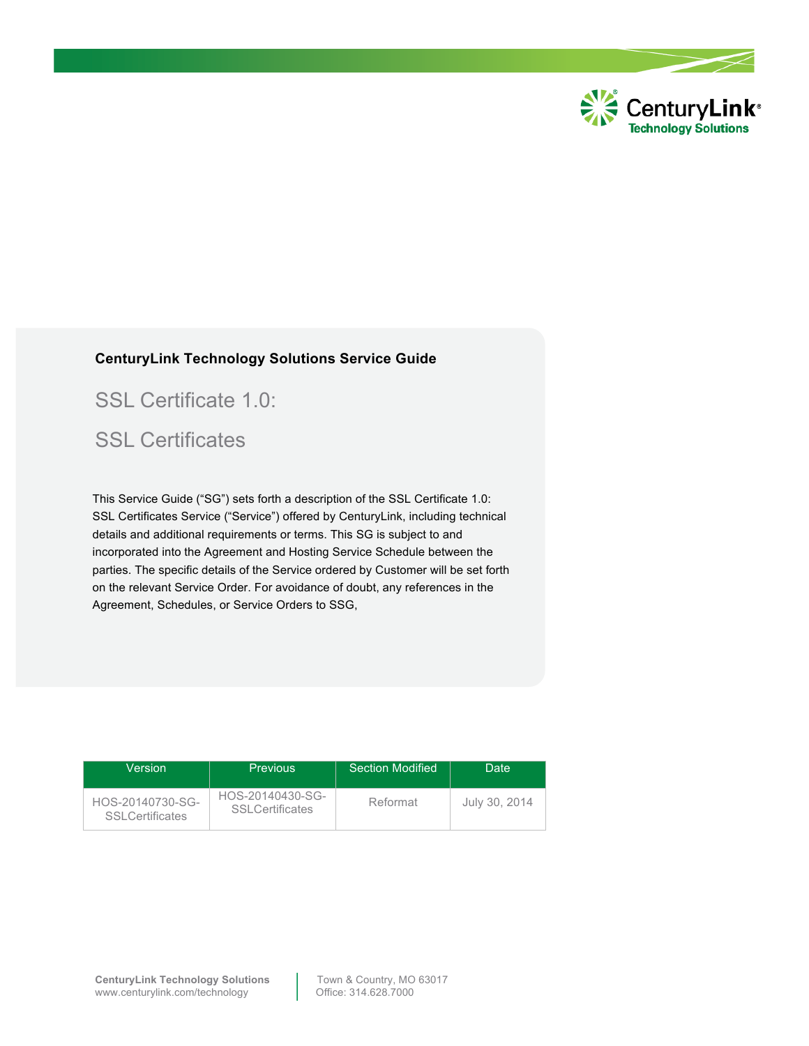**CenturyLink Technology Solutions Service Guide**

# SSL Certificate 1.0:

# SSL Certificates

This Service Guide ("SG") sets forth a description of the SSL Certificate 1.0: SSL Certificates Service ("Service") offered by CenturyLink, including technical details and additional requirements or terms. This SG is subject to and incorporated into the Agreement and Hosting Service Schedule between the parties. The specific details of the Service ordered by Customer will be set forth on the relevant Service Order. For avoidance of doubt, any references in the Agreement, Schedules, or Service Orders to SSG,

| Version | Previous | Section Modified | Date |
| --- | --- | --- | --- |
| HOS-20140730-SG-SSLCertificates | HOS-20140430-SG-SSLCertificates | Reformat | July 30, 2014 |

**CenturyLink Technology Solutions**
www.centurylink.com/technology

Town & Country, MO 63017
Office: 314.628.7000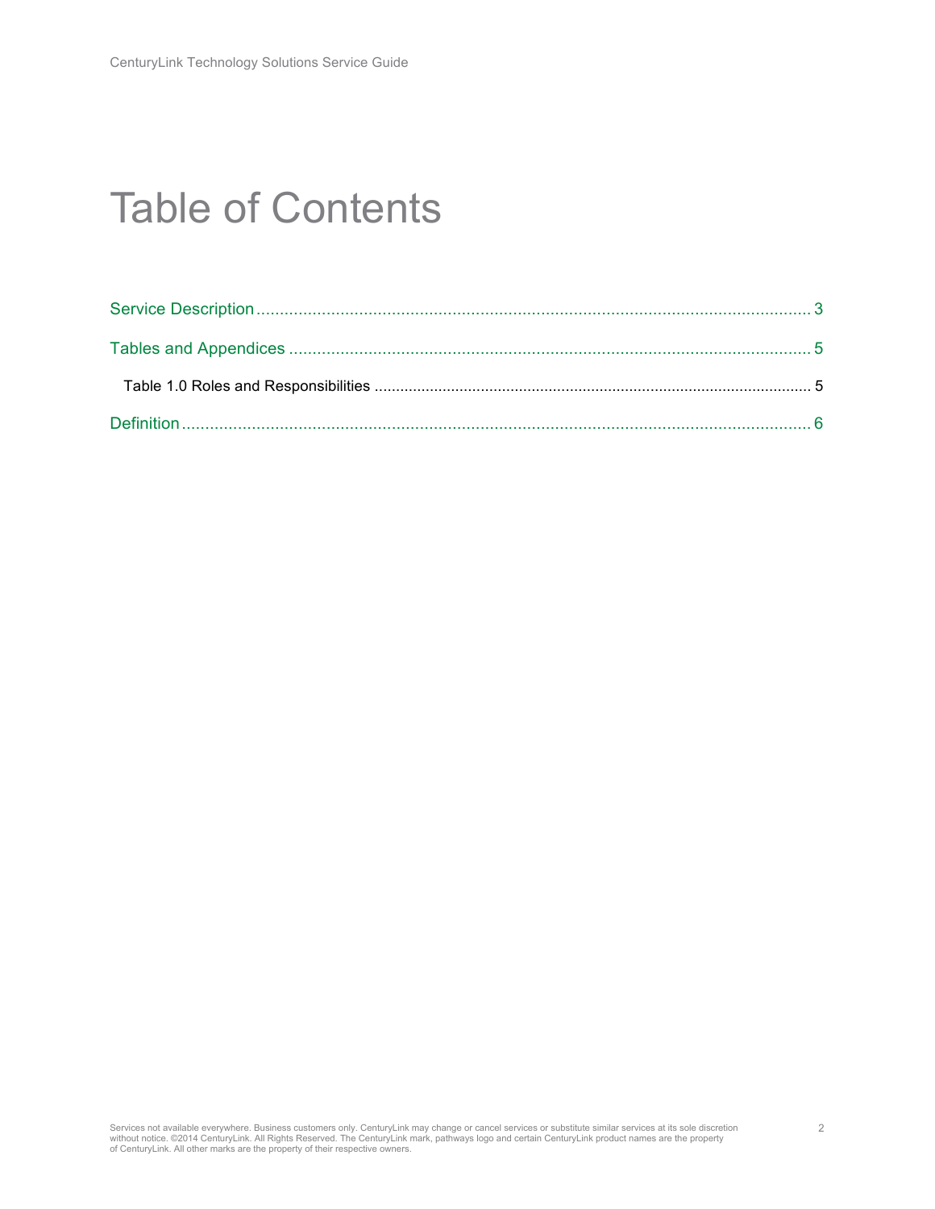# Table of Contents

Service Description ........................................................ 3

Tables and Appendices ........................................................ 5

- Table 1.0 Roles and Responsibilities ........................................................ 5

Definition ........................................................ 6

Services not available everywhere. Business customers only. CenturyLink may change or cancel services or substitute similar services at its sole discretion without notice. ©2014 CenturyLink. All Rights Reserved. The CenturyLink mark, pathways logo and certain CenturyLink product names are the property of CenturyLink. All other marks are the property of their respective owners.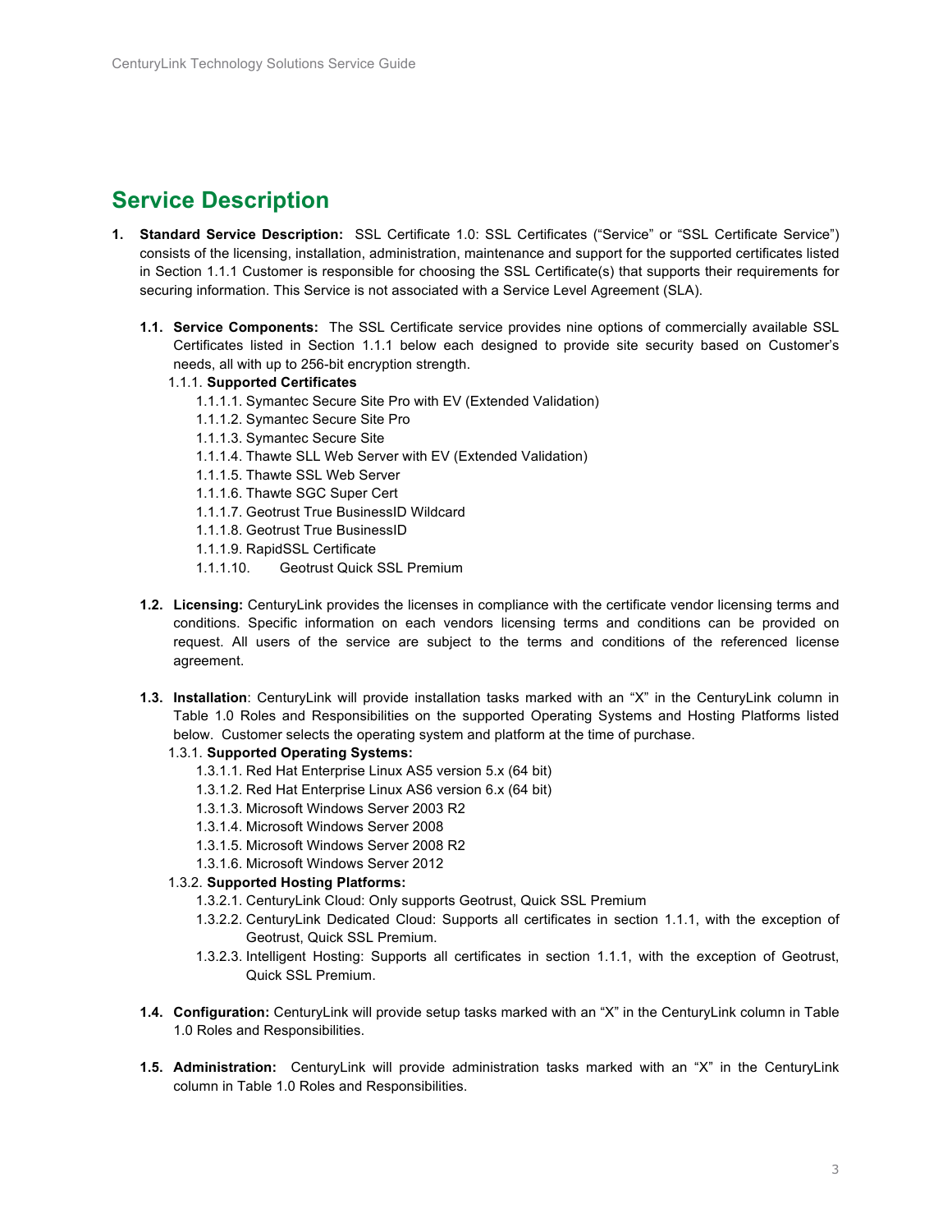## Service Description

1. **Standard Service Description:** SSL Certificate 1.0: SSL Certificates ("Service" or "SSL Certificate Service") consists of the licensing, installation, administration, maintenance and support for the supported certificates listed in Section 1.1.1 Customer is responsible for choosing the SSL Certificate(s) that supports their requirements for securing information. This Service is not associated with a Service Level Agreement (SLA).

   1.1. **Service Components:** The SSL Certificate service provides nine options of commercially available SSL Certificates listed in Section 1.1.1 below each designed to provide site security based on Customer's needs, all with up to 256-bit encryption strength.

   1.1.1. **Supported Certificates**

   - 1.1.1.1. Symantec Secure Site Pro with EV (Extended Validation)
   - 1.1.1.2. Symantec Secure Site Pro
   - 1.1.1.3. Symantec Secure Site
   - 1.1.1.4. Thawte SLL Web Server with EV (Extended Validation)
   - 1.1.1.5. Thawte SSL Web Server
   - 1.1.1.6. Thawte SGC Super Cert
   - 1.1.1.7. Geotrust True BusinessID Wildcard
   - 1.1.1.8. Geotrust True BusinessID
   - 1.1.1.9. RapidSSL Certificate
   - 1.1.1.10. Geotrust Quick SSL Premium

   1.2. **Licensing:** CenturyLink provides the licenses in compliance with the certificate vendor licensing terms and conditions. Specific information on each vendors licensing terms and conditions can be provided on request. All users of the service are subject to the terms and conditions of the referenced license agreement.

   1.3. **Installation**: CenturyLink will provide installation tasks marked with an "X" in the CenturyLink column in Table 1.0 Roles and Responsibilities on the supported Operating Systems and Hosting Platforms listed below. Customer selects the operating system and platform at the time of purchase.

   1.3.1. **Supported Operating Systems:**

   - 1.3.1.1. Red Hat Enterprise Linux AS5 version 5.x (64 bit)
   - 1.3.1.2. Red Hat Enterprise Linux AS6 version 6.x (64 bit)
   - 1.3.1.3. Microsoft Windows Server 2003 R2
   - 1.3.1.4. Microsoft Windows Server 2008
   - 1.3.1.5. Microsoft Windows Server 2008 R2
   - 1.3.1.6. Microsoft Windows Server 2012

   1.3.2. **Supported Hosting Platforms:**

   - 1.3.2.1. CenturyLink Cloud: Only supports Geotrust, Quick SSL Premium
   - 1.3.2.2. CenturyLink Dedicated Cloud: Supports all certificates in section 1.1.1, with the exception of Geotrust, Quick SSL Premium.
   - 1.3.2.3. Intelligent Hosting: Supports all certificates in section 1.1.1, with the exception of Geotrust, Quick SSL Premium.

   1.4. **Configuration:** CenturyLink will provide setup tasks marked with an "X" in the CenturyLink column in Table 1.0 Roles and Responsibilities.

   1.5. **Administration:** CenturyLink will provide administration tasks marked with an "X" in the CenturyLink column in Table 1.0 Roles and Responsibilities.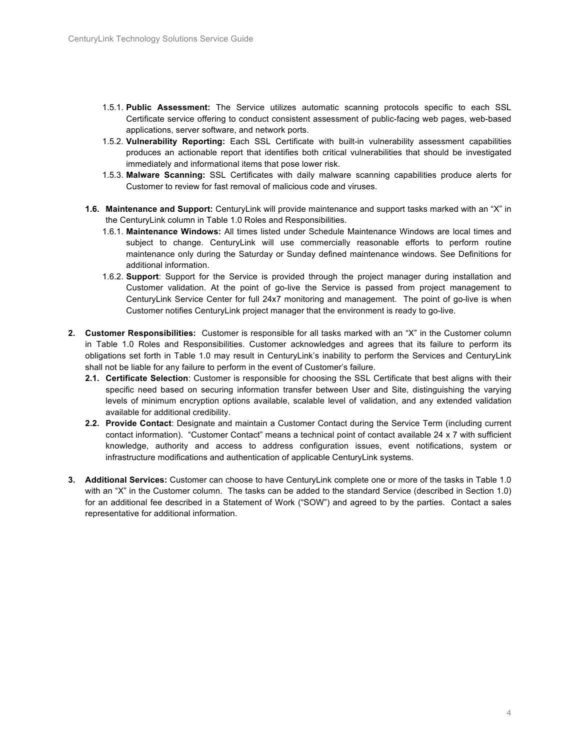1.5.1. **Public Assessment:** The Service utilizes automatic scanning protocols specific to each SSL Certificate service offering to conduct consistent assessment of public-facing web pages, web-based applications, server software, and network ports.

1.5.2. **Vulnerability Reporting:** Each SSL Certificate with built-in vulnerability assessment capabilities produces an actionable report that identifies both critical vulnerabilities that should be investigated immediately and informational items that pose lower risk.

1.5.3. **Malware Scanning:** SSL Certificates with daily malware scanning capabilities produce alerts for Customer to review for fast removal of malicious code and viruses.

**1.6. Maintenance and Support:** CenturyLink will provide maintenance and support tasks marked with an "X" in the CenturyLink column in Table 1.0 Roles and Responsibilities.

1.6.1. **Maintenance Windows:** All times listed under Schedule Maintenance Windows are local times and subject to change. CenturyLink will use commercially reasonable efforts to perform routine maintenance only during the Saturday or Sunday defined maintenance windows. See Definitions for additional information.

1.6.2. **Support**: Support for the Service is provided through the project manager during installation and Customer validation. At the point of go-live the Service is passed from project management to CenturyLink Service Center for full 24x7 monitoring and management. The point of go-live is when Customer notifies CenturyLink project manager that the environment is ready to go-live.

**2. Customer Responsibilities:** Customer is responsible for all tasks marked with an "X" in the Customer column in Table 1.0 Roles and Responsibilities. Customer acknowledges and agrees that its failure to perform its obligations set forth in Table 1.0 may result in CenturyLink's inability to perform the Services and CenturyLink shall not be liable for any failure to perform in the event of Customer's failure.

**2.1. Certificate Selection**: Customer is responsible for choosing the SSL Certificate that best aligns with their specific need based on securing information transfer between User and Site, distinguishing the varying levels of minimum encryption options available, scalable level of validation, and any extended validation available for additional credibility.

**2.2. Provide Contact**: Designate and maintain a Customer Contact during the Service Term (including current contact information). "Customer Contact" means a technical point of contact available 24 x 7 with sufficient knowledge, authority and access to address configuration issues, event notifications, system or infrastructure modifications and authentication of applicable CenturyLink systems.

**3. Additional Services:** Customer can choose to have CenturyLink complete one or more of the tasks in Table 1.0 with an "X" in the Customer column. The tasks can be added to the standard Service (described in Section 1.0) for an additional fee described in a Statement of Work ("SOW") and agreed to by the parties. Contact a sales representative for additional information.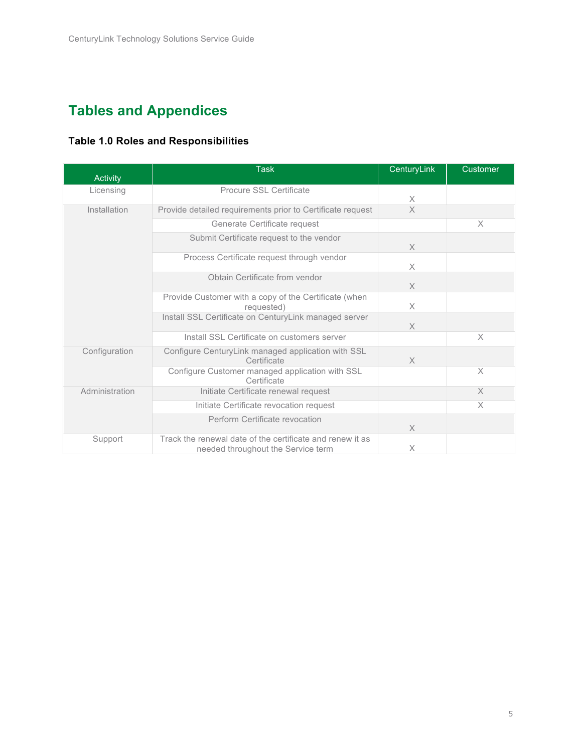## Tables and Appendices

### Table 1.0 Roles and Responsibilities

| Activity | Task | CenturyLink | Customer |
|---|---|---|---|
| Licensing | Procure SSL Certificate | X | |
| Installation | Provide detailed requirements prior to Certificate request | X | |
| | Generate Certificate request | | X |
| | Submit Certificate request to the vendor | X | |
| | Process Certificate request through vendor | X | |
| | Obtain Certificate from vendor | X | |
| | Provide Customer with a copy of the Certificate (when requested) | X | |
| | Install SSL Certificate on CenturyLink managed server | X | |
| | Install SSL Certificate on customers server | | X |
| Configuration | Configure CenturyLink managed application with SSL Certificate | X | |
| | Configure Customer managed application with SSL Certificate | | X |
| Administration | Initiate Certificate renewal request | | X |
| | Initiate Certificate revocation request | | X |
| | Perform Certificate revocation | X | |
| Support | Track the renewal date of the certificate and renew it as needed throughout the Service term | X | |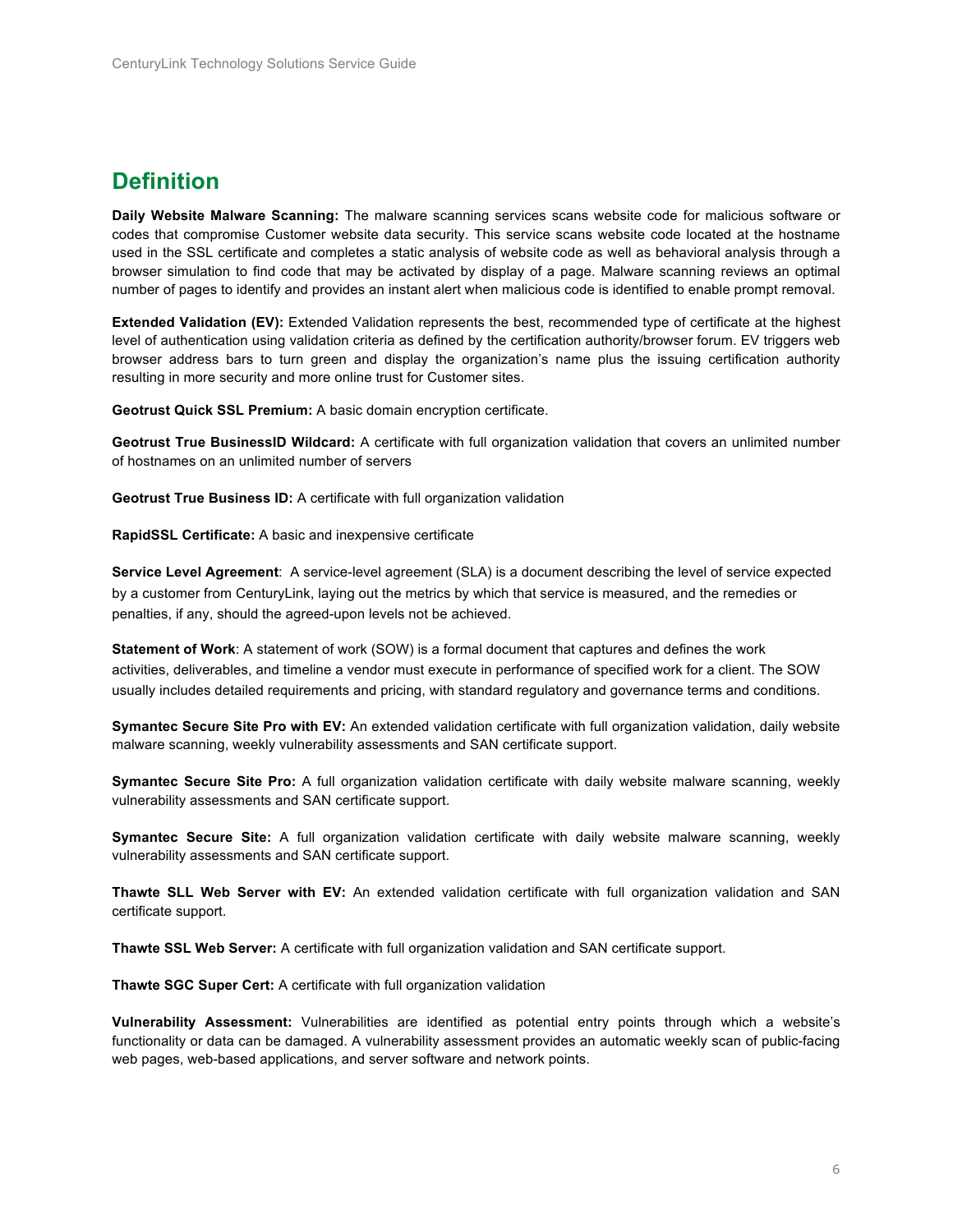## Definition

**Daily Website Malware Scanning:** The malware scanning services scans website code for malicious software or codes that compromise Customer website data security. This service scans website code located at the hostname used in the SSL certificate and completes a static analysis of website code as well as behavioral analysis through a browser simulation to find code that may be activated by display of a page. Malware scanning reviews an optimal number of pages to identify and provides an instant alert when malicious code is identified to enable prompt removal.

**Extended Validation (EV):** Extended Validation represents the best, recommended type of certificate at the highest level of authentication using validation criteria as defined by the certification authority/browser forum. EV triggers web browser address bars to turn green and display the organization's name plus the issuing certification authority resulting in more security and more online trust for Customer sites.

**Geotrust Quick SSL Premium:** A basic domain encryption certificate.

**Geotrust True BusinessID Wildcard:** A certificate with full organization validation that covers an unlimited number of hostnames on an unlimited number of servers

**Geotrust True Business ID:** A certificate with full organization validation

**RapidSSL Certificate:** A basic and inexpensive certificate

**Service Level Agreement**: A service-level agreement (SLA) is a document describing the level of service expected by a customer from CenturyLink, laying out the metrics by which that service is measured, and the remedies or penalties, if any, should the agreed-upon levels not be achieved.

**Statement of Work**: A statement of work (SOW) is a formal document that captures and defines the work activities, deliverables, and timeline a vendor must execute in performance of specified work for a client. The SOW usually includes detailed requirements and pricing, with standard regulatory and governance terms and conditions.

**Symantec Secure Site Pro with EV:** An extended validation certificate with full organization validation, daily website malware scanning, weekly vulnerability assessments and SAN certificate support.

**Symantec Secure Site Pro:** A full organization validation certificate with daily website malware scanning, weekly vulnerability assessments and SAN certificate support.

**Symantec Secure Site:** A full organization validation certificate with daily website malware scanning, weekly vulnerability assessments and SAN certificate support.

**Thawte SLL Web Server with EV:** An extended validation certificate with full organization validation and SAN certificate support.

**Thawte SSL Web Server:** A certificate with full organization validation and SAN certificate support.

**Thawte SGC Super Cert:** A certificate with full organization validation

**Vulnerability Assessment:** Vulnerabilities are identified as potential entry points through which a website's functionality or data can be damaged. A vulnerability assessment provides an automatic weekly scan of public-facing web pages, web-based applications, and server software and network points.